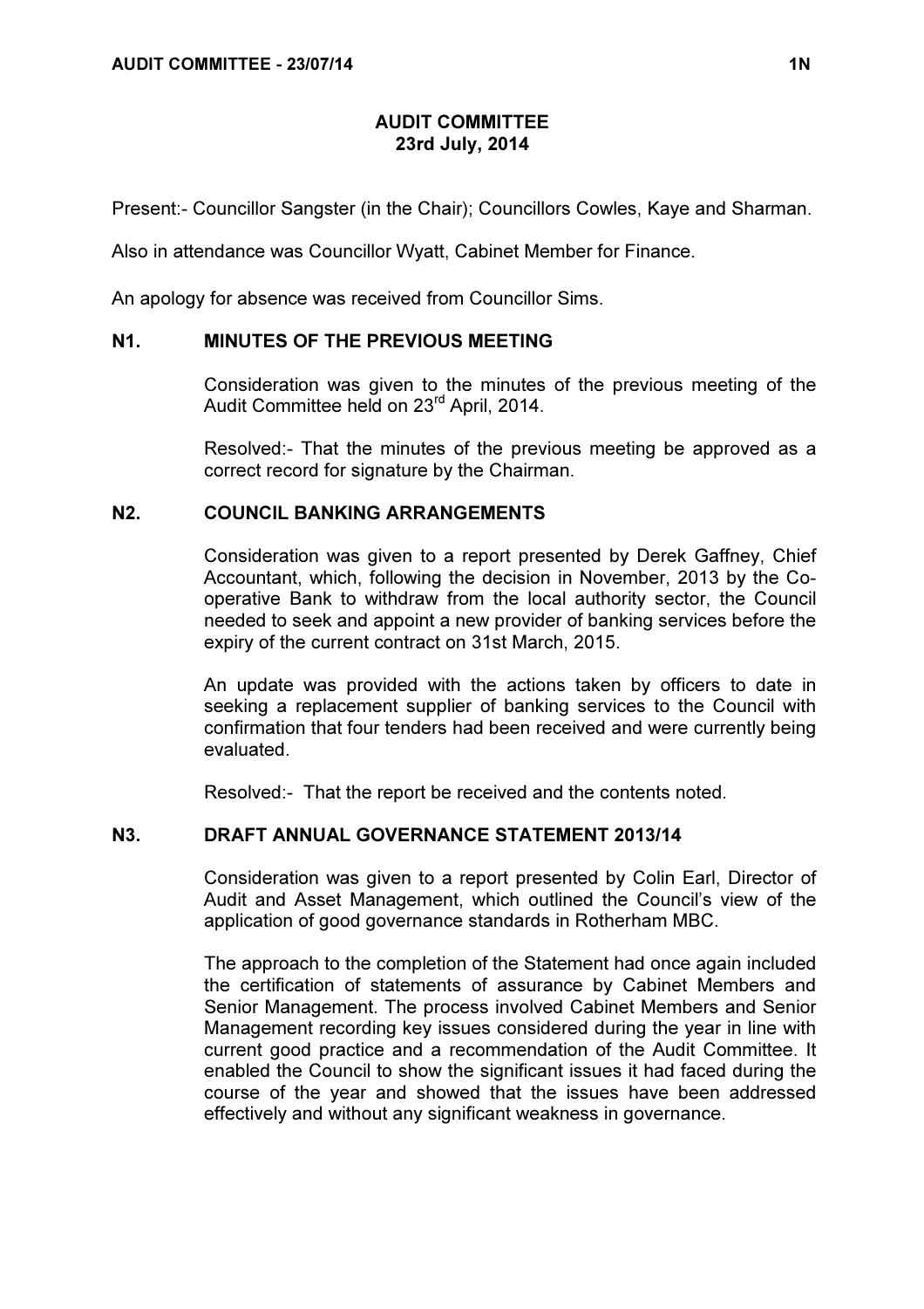# AUDIT COMMITTEE
## 23rd July, 2014

Present:- Councillor Sangster (in the Chair); Councillors Cowles, Kaye and Sharman.

Also in attendance was Councillor Wyatt, Cabinet Member for Finance.

An apology for absence was received from Councillor Sims.

### N1. MINUTES OF THE PREVIOUS MEETING

Consideration was given to the minutes of the previous meeting of the Audit Committee held on 23rd April, 2014.

Resolved:- That the minutes of the previous meeting be approved as a correct record for signature by the Chairman.

### N2. COUNCIL BANKING ARRANGEMENTS

Consideration was given to a report presented by Derek Gaffney, Chief Accountant, which, following the decision in November, 2013 by the Co-operative Bank to withdraw from the local authority sector, the Council needed to seek and appoint a new provider of banking services before the expiry of the current contract on 31st March, 2015.

An update was provided with the actions taken by officers to date in seeking a replacement supplier of banking services to the Council with confirmation that four tenders had been received and were currently being evaluated.

Resolved:- That the report be received and the contents noted.

### N3. DRAFT ANNUAL GOVERNANCE STATEMENT 2013/14

Consideration was given to a report presented by Colin Earl, Director of Audit and Asset Management, which outlined the Council's view of the application of good governance standards in Rotherham MBC.

The approach to the completion of the Statement had once again included the certification of statements of assurance by Cabinet Members and Senior Management. The process involved Cabinet Members and Senior Management recording key issues considered during the year in line with current good practice and a recommendation of the Audit Committee. It enabled the Council to show the significant issues it had faced during the course of the year and showed that the issues have been addressed effectively and without any significant weakness in governance.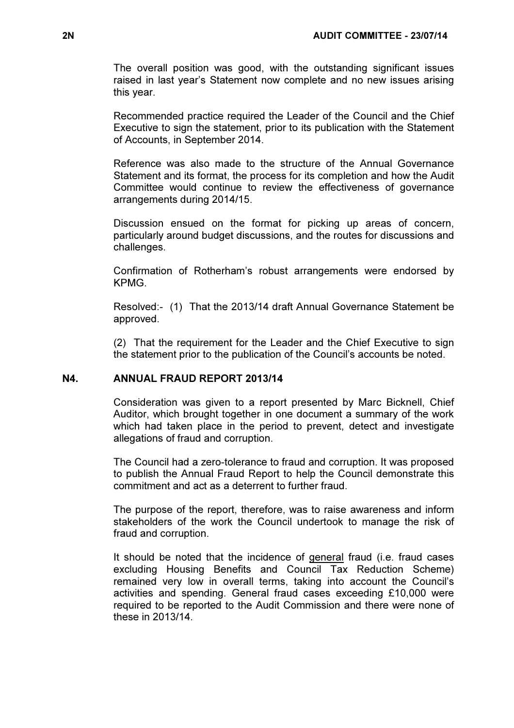The overall position was good, with the outstanding significant issues raised in last year's Statement now complete and no new issues arising this year.

Recommended practice required the Leader of the Council and the Chief Executive to sign the statement, prior to its publication with the Statement of Accounts, in September 2014.

Reference was also made to the structure of the Annual Governance Statement and its format, the process for its completion and how the Audit Committee would continue to review the effectiveness of governance arrangements during 2014/15.

Discussion ensued on the format for picking up areas of concern, particularly around budget discussions, and the routes for discussions and challenges.

Confirmation of Rotherham's robust arrangements were endorsed by KPMG.

Resolved:- (1) That the 2013/14 draft Annual Governance Statement be approved.

(2) That the requirement for the Leader and the Chief Executive to sign the statement prior to the publication of the Council's accounts be noted.

## N4. ANNUAL FRAUD REPORT 2013/14

Consideration was given to a report presented by Marc Bicknell, Chief Auditor, which brought together in one document a summary of the work which had taken place in the period to prevent, detect and investigate allegations of fraud and corruption.

The Council had a zero-tolerance to fraud and corruption. It was proposed to publish the Annual Fraud Report to help the Council demonstrate this commitment and act as a deterrent to further fraud.

The purpose of the report, therefore, was to raise awareness and inform stakeholders of the work the Council undertook to manage the risk of fraud and corruption.

It should be noted that the incidence of general fraud (i.e. fraud cases excluding Housing Benefits and Council Tax Reduction Scheme) remained very low in overall terms, taking into account the Council's activities and spending. General fraud cases exceeding £10,000 were required to be reported to the Audit Commission and there were none of these in 2013/14.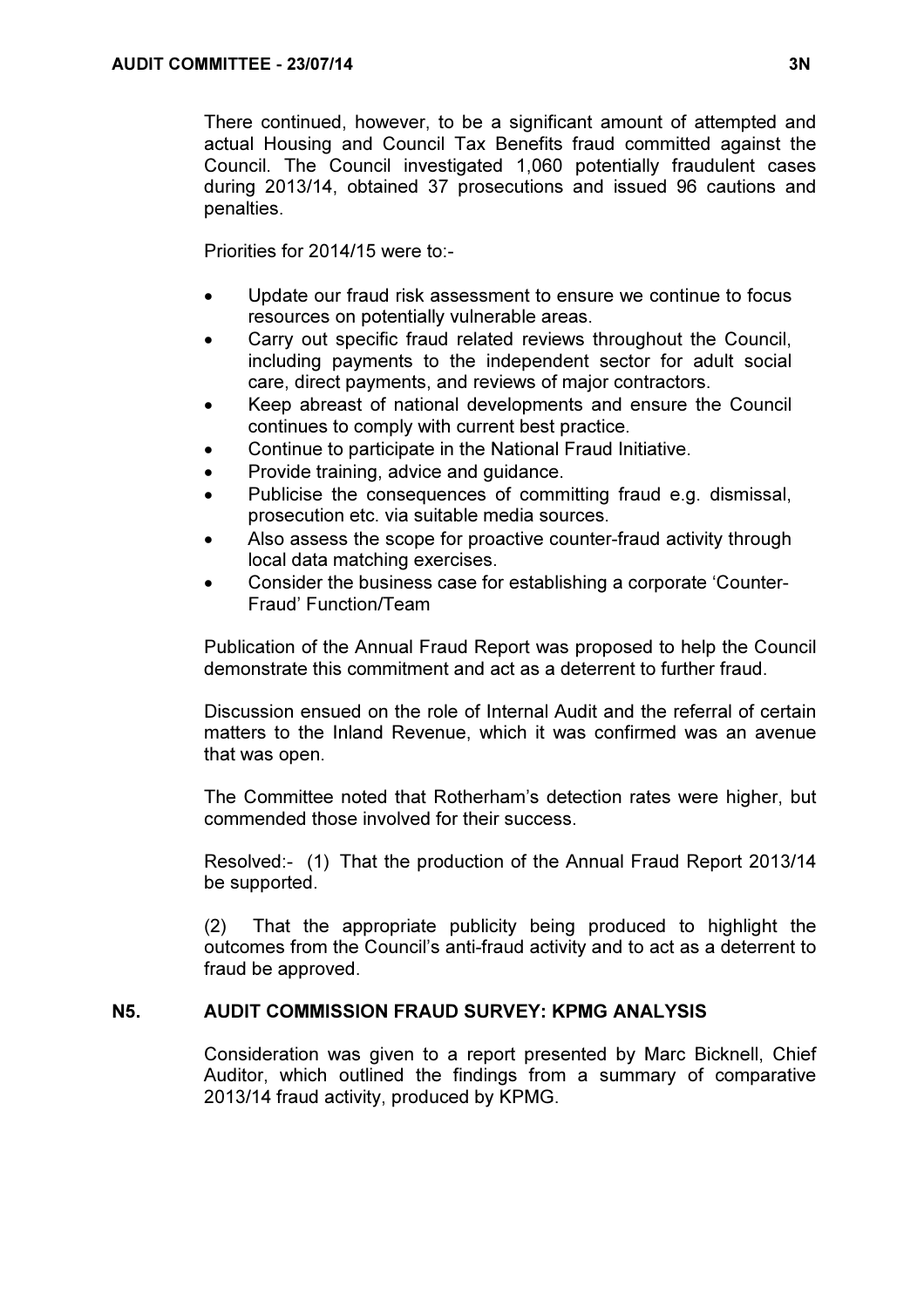There continued, however, to be a significant amount of attempted and actual Housing and Council Tax Benefits fraud committed against the Council. The Council investigated 1,060 potentially fraudulent cases during 2013/14, obtained 37 prosecutions and issued 96 cautions and penalties.

Priorities for 2014/15 were to:-

- Update our fraud risk assessment to ensure we continue to focus resources on potentially vulnerable areas.
- Carry out specific fraud related reviews throughout the Council, including payments to the independent sector for adult social care, direct payments, and reviews of major contractors.
- Keep abreast of national developments and ensure the Council continues to comply with current best practice.
- Continue to participate in the National Fraud Initiative.
- Provide training, advice and guidance.
- Publicise the consequences of committing fraud e.g. dismissal, prosecution etc. via suitable media sources.
- Also assess the scope for proactive counter-fraud activity through local data matching exercises.
- Consider the business case for establishing a corporate 'Counter-Fraud' Function/Team

Publication of the Annual Fraud Report was proposed to help the Council demonstrate this commitment and act as a deterrent to further fraud.

Discussion ensued on the role of Internal Audit and the referral of certain matters to the Inland Revenue, which it was confirmed was an avenue that was open.

The Committee noted that Rotherham's detection rates were higher, but commended those involved for their success.

Resolved:- (1) That the production of the Annual Fraud Report 2013/14 be supported.

(2) That the appropriate publicity being produced to highlight the outcomes from the Council's anti-fraud activity and to act as a deterrent to fraud be approved.

## N5. AUDIT COMMISSION FRAUD SURVEY: KPMG ANALYSIS

Consideration was given to a report presented by Marc Bicknell, Chief Auditor, which outlined the findings from a summary of comparative 2013/14 fraud activity, produced by KPMG.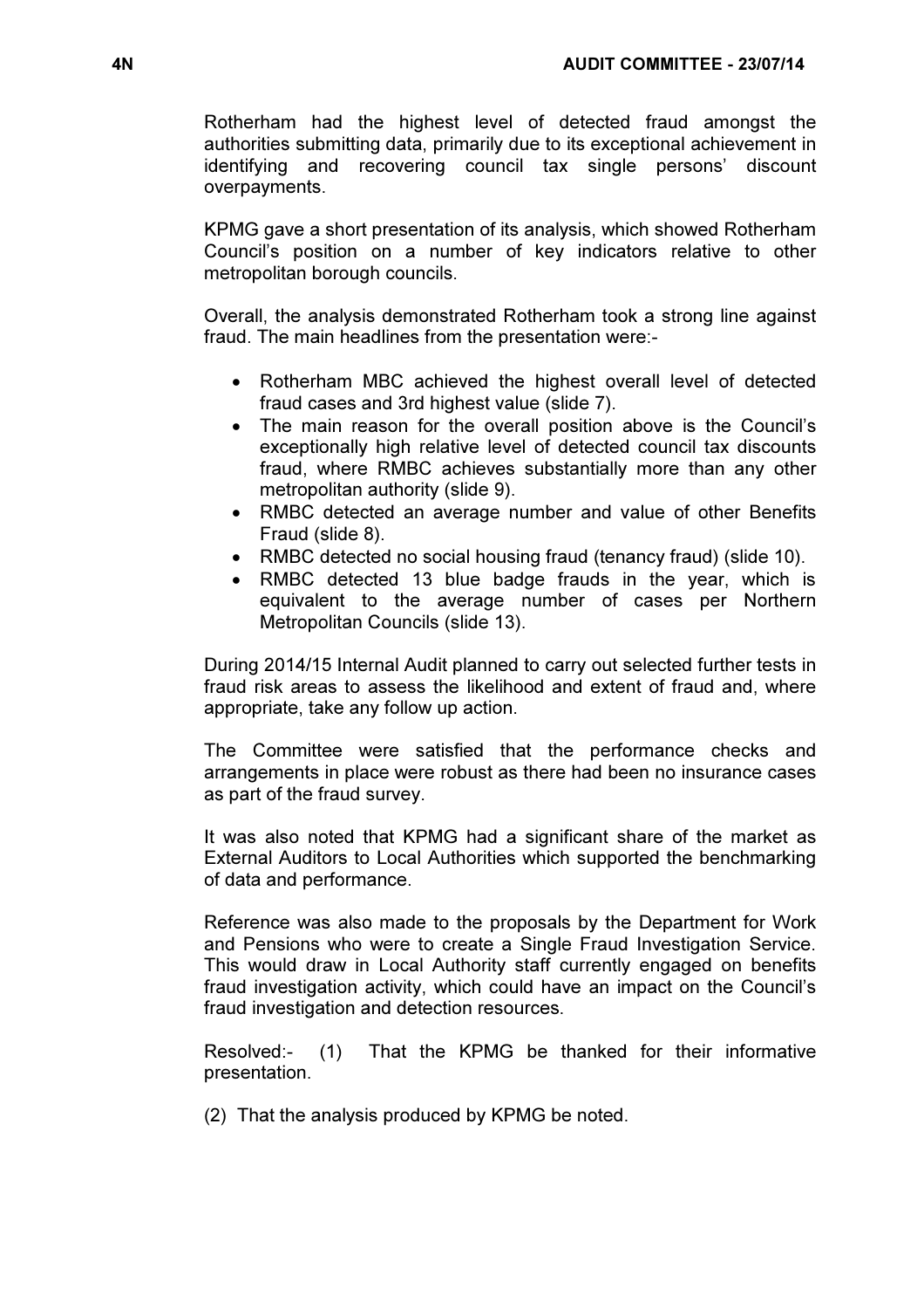Rotherham had the highest level of detected fraud amongst the authorities submitting data, primarily due to its exceptional achievement in identifying and recovering council tax single persons' discount overpayments.

KPMG gave a short presentation of its analysis, which showed Rotherham Council's position on a number of key indicators relative to other metropolitan borough councils.

Overall, the analysis demonstrated Rotherham took a strong line against fraud. The main headlines from the presentation were:-

- Rotherham MBC achieved the highest overall level of detected fraud cases and 3rd highest value (slide 7).
- The main reason for the overall position above is the Council's exceptionally high relative level of detected council tax discounts fraud, where RMBC achieves substantially more than any other metropolitan authority (slide 9).
- RMBC detected an average number and value of other Benefits Fraud (slide 8).
- RMBC detected no social housing fraud (tenancy fraud) (slide 10).
- RMBC detected 13 blue badge frauds in the year, which is equivalent to the average number of cases per Northern Metropolitan Councils (slide 13).

During 2014/15 Internal Audit planned to carry out selected further tests in fraud risk areas to assess the likelihood and extent of fraud and, where appropriate, take any follow up action.

The Committee were satisfied that the performance checks and arrangements in place were robust as there had been no insurance cases as part of the fraud survey.

It was also noted that KPMG had a significant share of the market as External Auditors to Local Authorities which supported the benchmarking of data and performance.

Reference was also made to the proposals by the Department for Work and Pensions who were to create a Single Fraud Investigation Service. This would draw in Local Authority staff currently engaged on benefits fraud investigation activity, which could have an impact on the Council's fraud investigation and detection resources.

Resolved:- (1) That the KPMG be thanked for their informative presentation.

(2) That the analysis produced by KPMG be noted.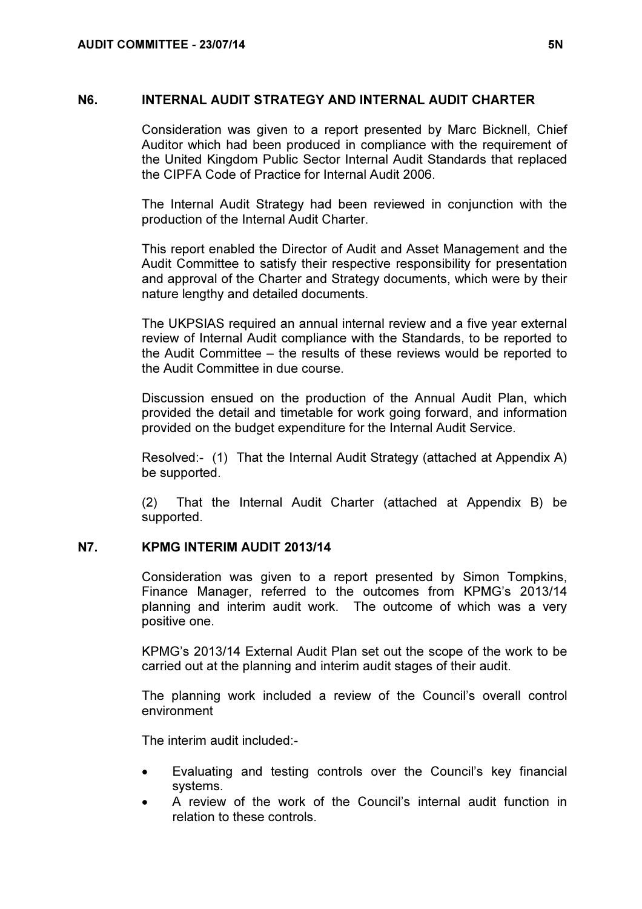## N6. INTERNAL AUDIT STRATEGY AND INTERNAL AUDIT CHARTER

Consideration was given to a report presented by Marc Bicknell, Chief Auditor which had been produced in compliance with the requirement of the United Kingdom Public Sector Internal Audit Standards that replaced the CIPFA Code of Practice for Internal Audit 2006.

The Internal Audit Strategy had been reviewed in conjunction with the production of the Internal Audit Charter.

This report enabled the Director of Audit and Asset Management and the Audit Committee to satisfy their respective responsibility for presentation and approval of the Charter and Strategy documents, which were by their nature lengthy and detailed documents.

The UKPSIAS required an annual internal review and a five year external review of Internal Audit compliance with the Standards, to be reported to the Audit Committee – the results of these reviews would be reported to the Audit Committee in due course.

Discussion ensued on the production of the Annual Audit Plan, which provided the detail and timetable for work going forward, and information provided on the budget expenditure for the Internal Audit Service.

Resolved:- (1) That the Internal Audit Strategy (attached at Appendix A) be supported.

(2) That the Internal Audit Charter (attached at Appendix B) be supported.

## N7. KPMG INTERIM AUDIT 2013/14

Consideration was given to a report presented by Simon Tompkins, Finance Manager, referred to the outcomes from KPMG's 2013/14 planning and interim audit work. The outcome of which was a very positive one.

KPMG's 2013/14 External Audit Plan set out the scope of the work to be carried out at the planning and interim audit stages of their audit.

The planning work included a review of the Council's overall control environment

The interim audit included:-

- Evaluating and testing controls over the Council's key financial systems.
- A review of the work of the Council's internal audit function in relation to these controls.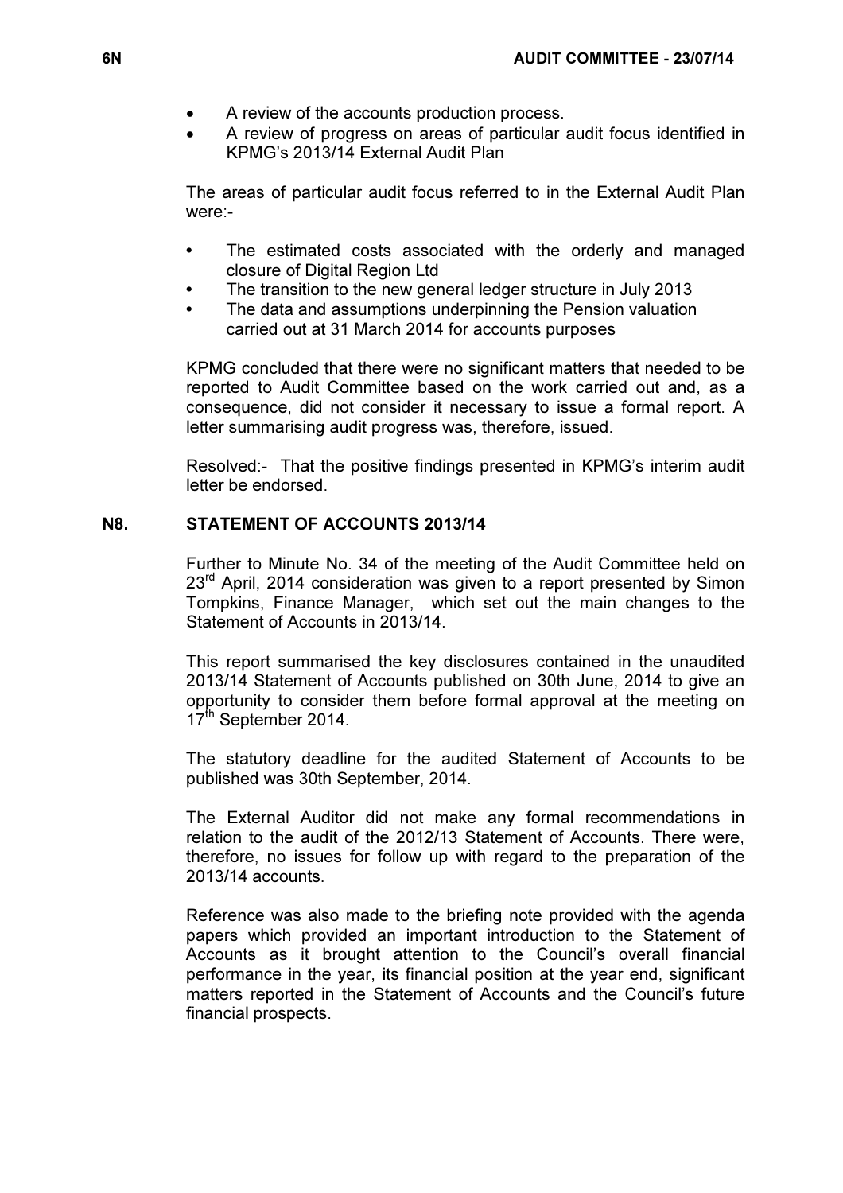- A review of the accounts production process.
- A review of progress on areas of particular audit focus identified in KPMG's 2013/14 External Audit Plan

The areas of particular audit focus referred to in the External Audit Plan were:-

- The estimated costs associated with the orderly and managed closure of Digital Region Ltd
- The transition to the new general ledger structure in July 2013
- The data and assumptions underpinning the Pension valuation carried out at 31 March 2014 for accounts purposes

KPMG concluded that there were no significant matters that needed to be reported to Audit Committee based on the work carried out and, as a consequence, did not consider it necessary to issue a formal report. A letter summarising audit progress was, therefore, issued.

Resolved:- That the positive findings presented in KPMG's interim audit letter be endorsed.

## N8. STATEMENT OF ACCOUNTS 2013/14

Further to Minute No. 34 of the meeting of the Audit Committee held on 23rd April, 2014 consideration was given to a report presented by Simon Tompkins, Finance Manager, which set out the main changes to the Statement of Accounts in 2013/14.

This report summarised the key disclosures contained in the unaudited 2013/14 Statement of Accounts published on 30th June, 2014 to give an opportunity to consider them before formal approval at the meeting on 17th September 2014.

The statutory deadline for the audited Statement of Accounts to be published was 30th September, 2014.

The External Auditor did not make any formal recommendations in relation to the audit of the 2012/13 Statement of Accounts. There were, therefore, no issues for follow up with regard to the preparation of the 2013/14 accounts.

Reference was also made to the briefing note provided with the agenda papers which provided an important introduction to the Statement of Accounts as it brought attention to the Council's overall financial performance in the year, its financial position at the year end, significant matters reported in the Statement of Accounts and the Council's future financial prospects.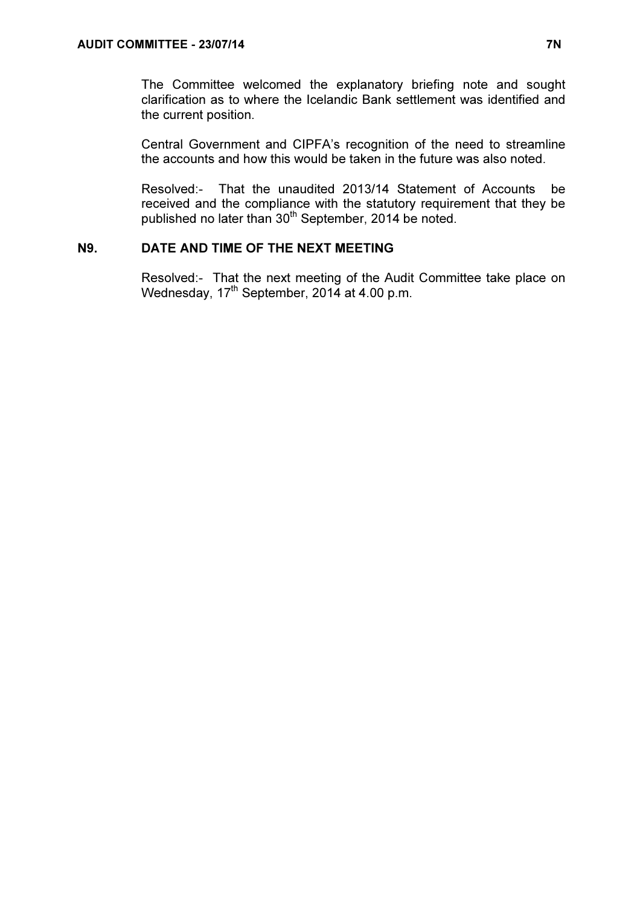The Committee welcomed the explanatory briefing note and sought clarification as to where the Icelandic Bank settlement was identified and the current position.

Central Government and CIPFA's recognition of the need to streamline the accounts and how this would be taken in the future was also noted.

Resolved:- That the unaudited 2013/14 Statement of Accounts be received and the compliance with the statutory requirement that they be published no later than 30th September, 2014 be noted.

## N9. DATE AND TIME OF THE NEXT MEETING

Resolved:- That the next meeting of the Audit Committee take place on Wednesday, 17th September, 2014 at 4.00 p.m.